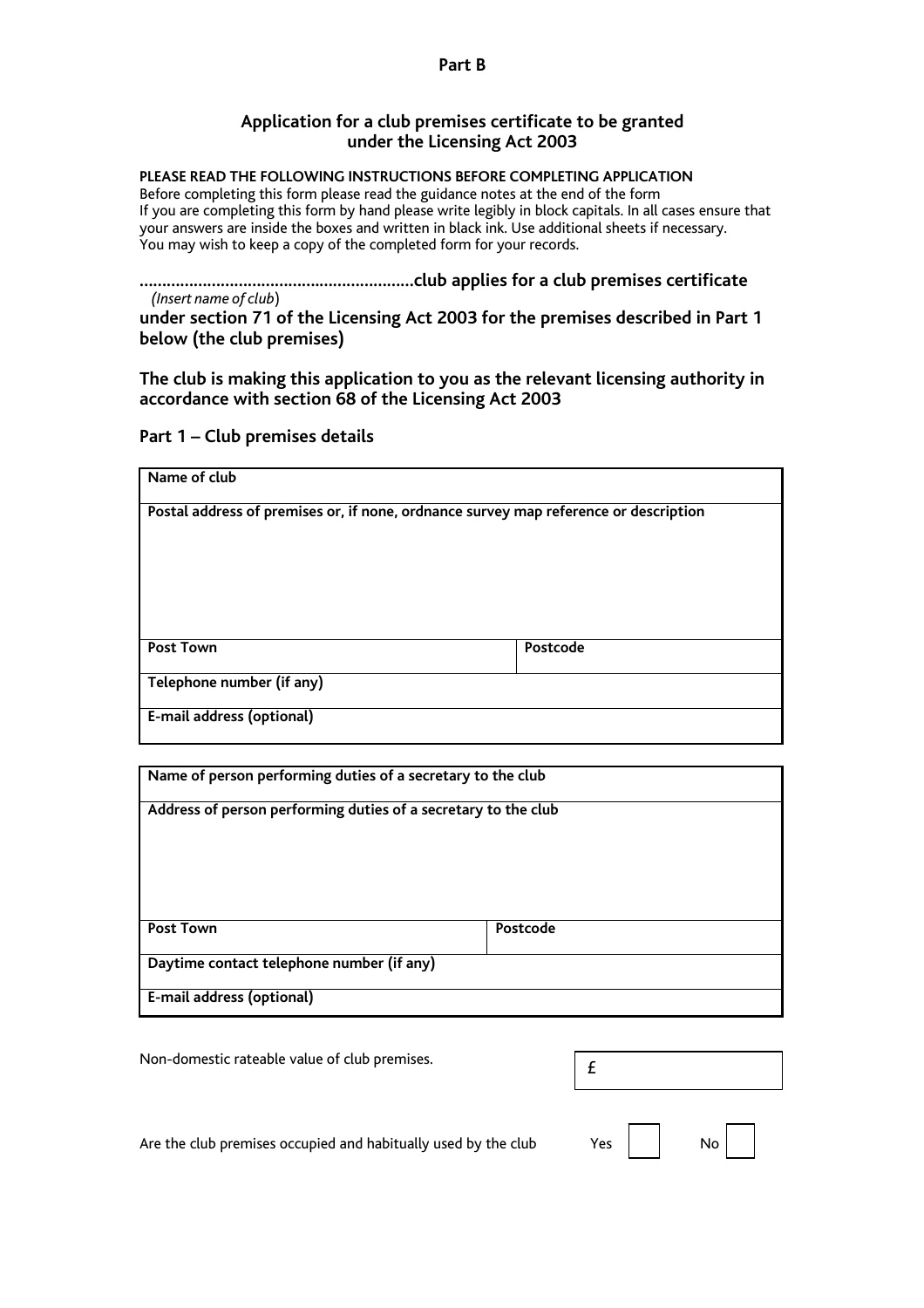**Part B**

## Application for a club premises certificate to be granted under the Licensing Act 2003

**PLEASE READ THE FOLLOWING INSTRUCTIONS BEFORE COMPLETING APPLICATION**
Before completing this form please read the guidance notes at the end of the form
If you are completing this form by hand please write legibly in block capitals. In all cases ensure that your answers are inside the boxes and written in black ink. Use additional sheets if necessary.
You may wish to keep a copy of the completed form for your records.

**...........................................................club applies for a club premises certificate**
*(Insert name of club*)
**under section 71 of the Licensing Act 2003 for the premises described in Part 1 below (the club premises)**

**The club is making this application to you as the relevant licensing authority in accordance with section 68 of the Licensing Act 2003**

### Part 1 – Club premises details

| **Name of club** | |
|---|---|
| **Postal address of premises or, if none, ordnance survey map reference or description** | |
| **Post Town** | **Postcode** |
| **Telephone number (if any)** | |
| **E-mail address (optional)** | |

| **Name of person performing duties of a secretary to the club** | |
|---|---|
| **Address of person performing duties of a secretary to the club** | |
| **Post Town** | **Postcode** |
| **Daytime contact telephone number (if any)** | |
| **E-mail address (optional)** | |

Non-domestic rateable value of club premises. £

Are the club premises occupied and habitually used by the club Yes ☐ No ☐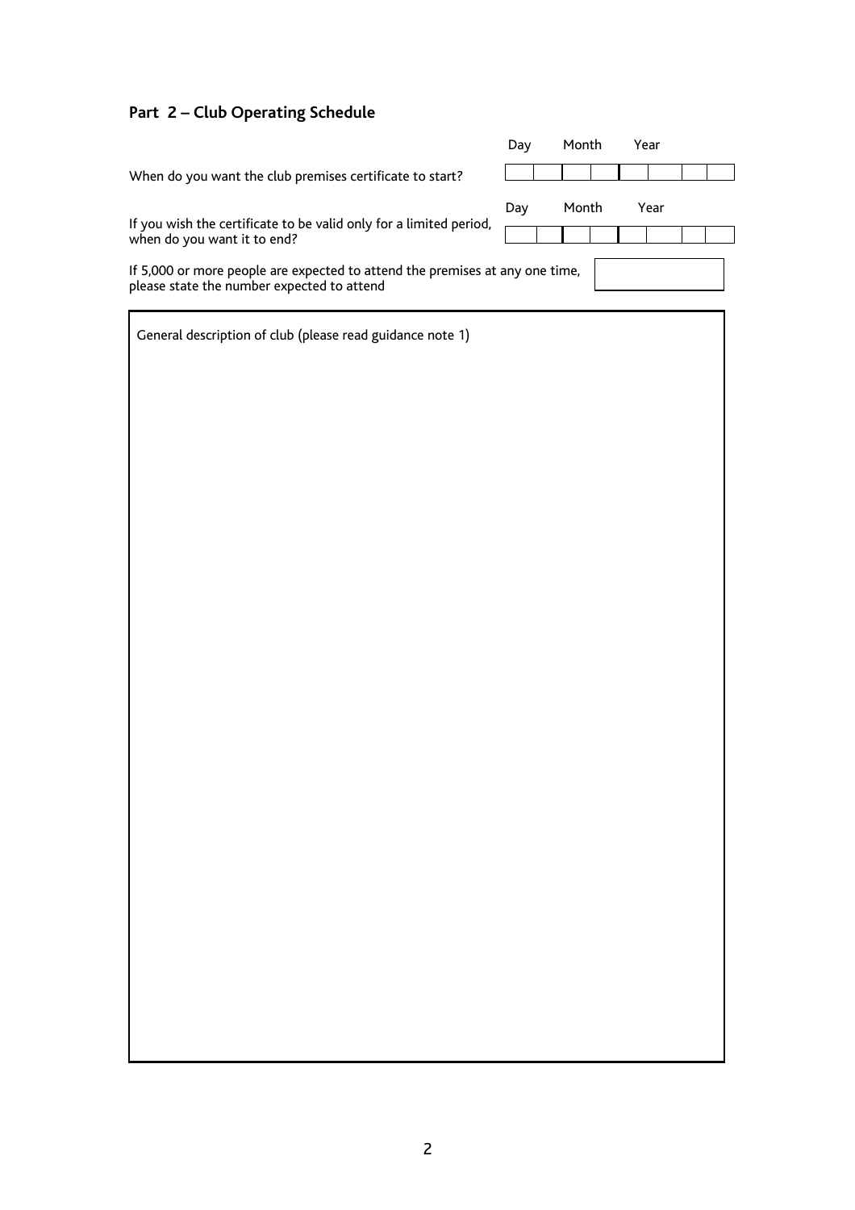## Part 2 – Club Operating Schedule

| | Day | Month | Year |
|---|---|---|---|
| When do you want the club premises certificate to start? | | | |
| If you wish the certificate to be valid only for a limited period, when do you want it to end? | | | |

If 5,000 or more people are expected to attend the premises at any one time, please state the number expected to attend

General description of club (please read guidance note 1)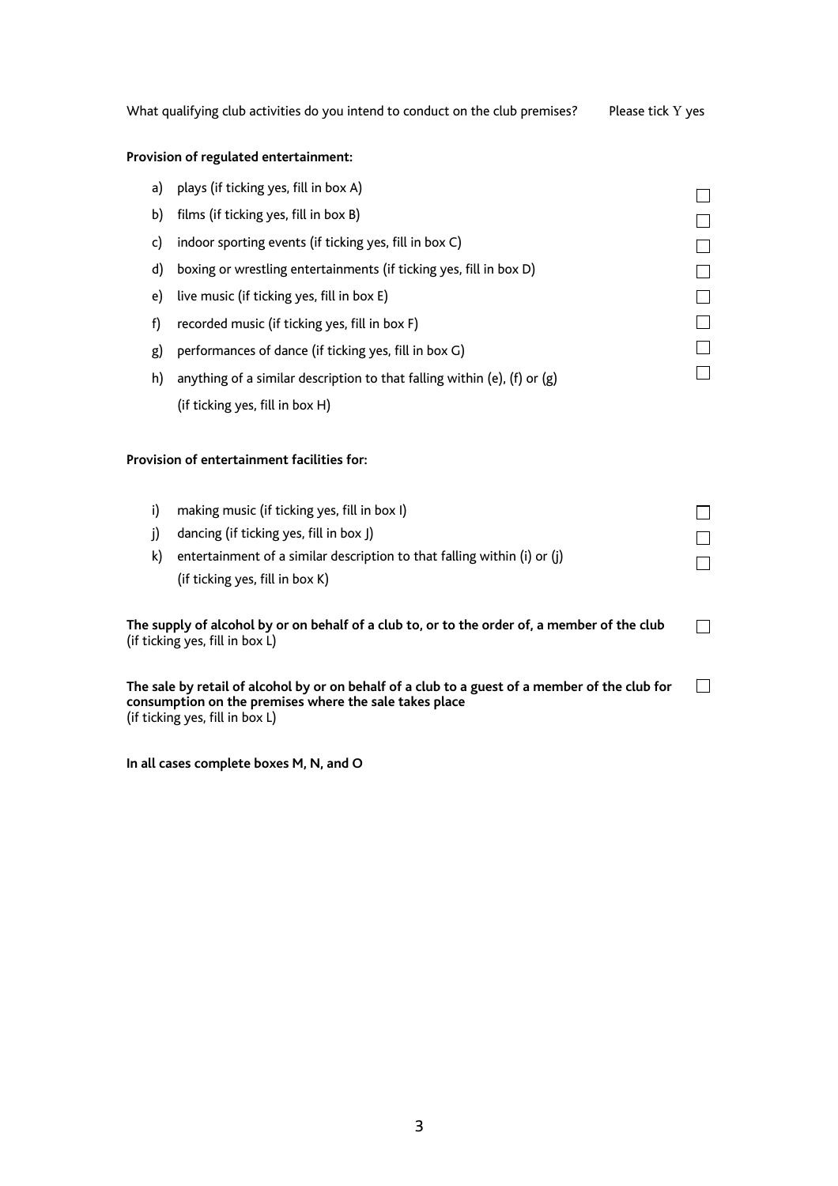What qualifying club activities do you intend to conduct on the club premises? Please tick Y yes

**Provision of regulated entertainment:**

a) plays (if ticking yes, fill in box A) ☐

b) films (if ticking yes, fill in box B) ☐

c) indoor sporting events (if ticking yes, fill in box C) ☐

d) boxing or wrestling entertainments (if ticking yes, fill in box D) ☐

e) live music (if ticking yes, fill in box E) ☐

f) recorded music (if ticking yes, fill in box F) ☐

g) performances of dance (if ticking yes, fill in box G) ☐

h) anything of a similar description to that falling within (e), (f) or (g) (if ticking yes, fill in box H) ☐

**Provision of entertainment facilities for:**

i) making music (if ticking yes, fill in box I) ☐

j) dancing (if ticking yes, fill in box J) ☐

k) entertainment of a similar description to that falling within (i) or (j) (if ticking yes, fill in box K) ☐

**The supply of alcohol by or on behalf of a club to, or to the order of, a member of the club** (if ticking yes, fill in box L) ☐

**The sale by retail of alcohol by or on behalf of a club to a guest of a member of the club for consumption on the premises where the sale takes place** (if ticking yes, fill in box L) ☐

**In all cases complete boxes M, N, and O**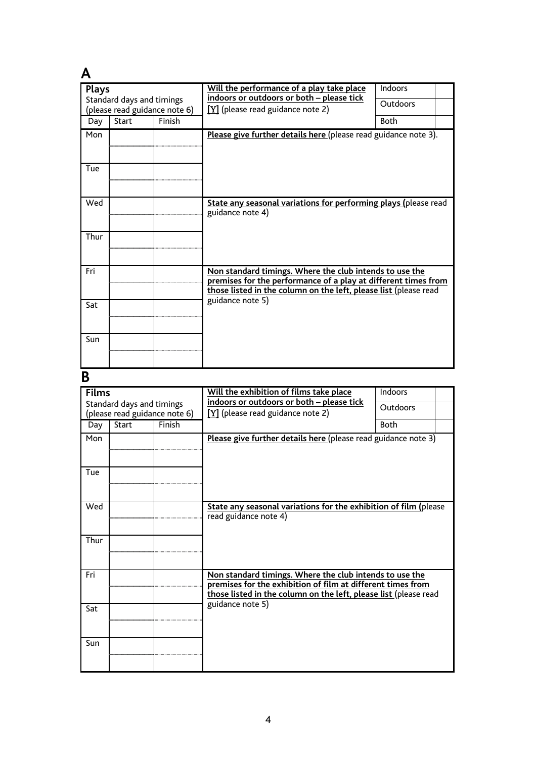## A

| **Plays** Standard days and timings (please read guidance note 6) | | |
|---|---|---|
| Day | Start | Finish |
| Mon | | |
| | | |
| Tue | | |
| | | |
| Wed | | |
| | | |
| Thur | | |
| | | |
| Fri | | |
| | | |
| Sat | | |
| | | |
| Sun | | |
| | | |

| Will the performance of a play take place indoors or outdoors or both – please tick [Y] (please read guidance note 2) | | |
|---|---|---|
| | Indoors | |
| | Outdoors | |
| | Both | |

**Please give further details here** (please read guidance note 3).

**State any seasonal variations for performing plays (**please read guidance note 4)

**Non standard timings. Where the club intends to use the premises for the performance of a play at different times from those listed in the column on the left, please list** (please read guidance note 5)

## B

| **Films** Standard days and timings (please read guidance note 6) | | |
|---|---|---|
| Day | Start | Finish |
| Mon | | |
| | | |
| Tue | | |
| | | |
| Wed | | |
| | | |
| Thur | | |
| | | |
| Fri | | |
| | | |
| Sat | | |
| | | |
| Sun | | |
| | | |

| Will the exhibition of films take place indoors or outdoors or both – please tick [Y] (please read guidance note 2) | | |
|---|---|---|
| | Indoors | |
| | Outdoors | |
| | Both | |

**Please give further details here** (please read guidance note 3)

**State any seasonal variations for the exhibition of film (**please read guidance note 4)

**Non standard timings. Where the club intends to use the premises for the exhibition of film at different times from those listed in the column on the left, please list** (please read guidance note 5)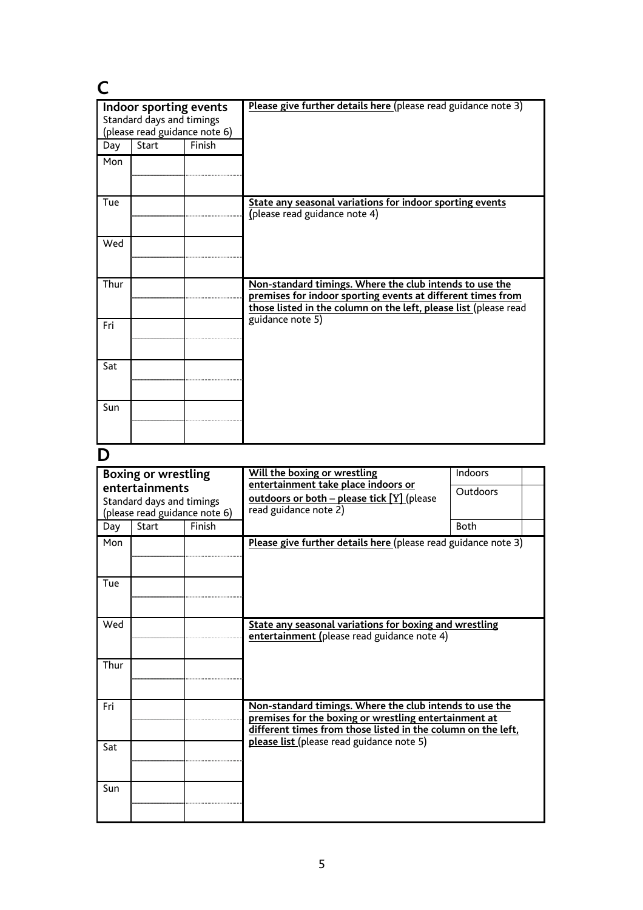## C

| Indoor sporting events<br>Standard days and timings<br>(please read guidance note 6) | | | **Please give further details here** (please read guidance note 3) |
|---|---|---|---|
| Day | Start | Finish | |
| Mon | | | |
| | | | |
| Tue | | | **State any seasonal variations for indoor sporting events** (please read guidance note 4) |
| | | | |
| Wed | | | |
| | | | |
| Thur | | | **Non-standard timings. Where the club intends to use the premises for indoor sporting events at different times from those listed in the column on the left, please list** (please read guidance note 5) |
| | | | |
| Fri | | | |
| | | | |
| Sat | | | |
| | | | |
| Sun | | | |
| | | | |

## D

| Boxing or wrestling entertainments<br>Standard days and timings<br>(please read guidance note 6) | | | **Will the boxing or wrestling entertainment take place indoors or outdoors or both – please tick [Y]** (please read guidance note 2) | Indoors | |
|---|---|---|---|---|---|
| | | | | Outdoors | |
| Day | Start | Finish | | Both | |
| Mon | | | **Please give further details here** (please read guidance note 3) | | |
| | | | | | |
| Tue | | | | | |
| | | | | | |
| Wed | | | **State any seasonal variations for boxing and wrestling entertainment** (please read guidance note 4) | | |
| | | | | | |
| Thur | | | | | |
| | | | | | |
| Fri | | | **Non-standard timings. Where the club intends to use the premises for the boxing or wrestling entertainment at different times from those listed in the column on the left, please list** (please read guidance note 5) | | |
| | | | | | |
| Sat | | | | | |
| | | | | | |
| Sun | | | | | |
| | | | | | |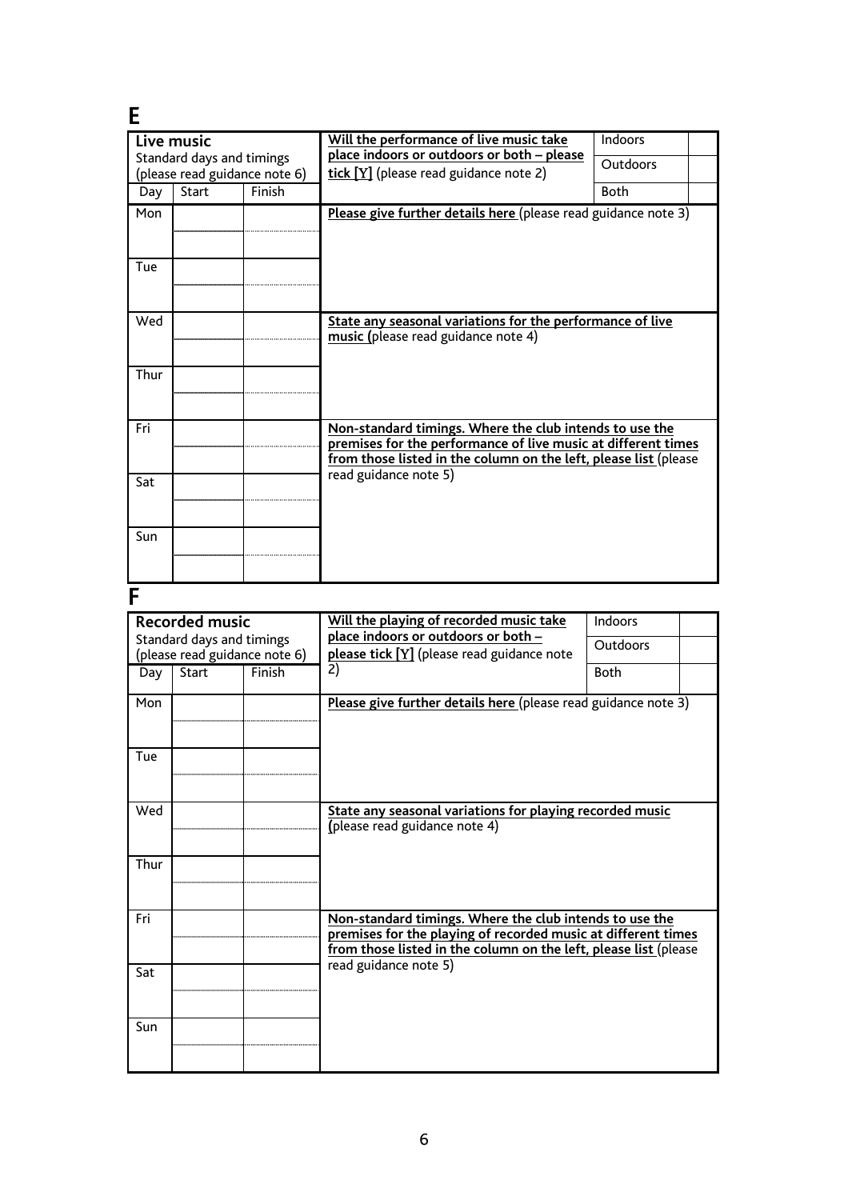## E

| Live music<br>Standard days and timings<br>(please read guidance note 6) | | |
|---|---|---|
| Day | Start | Finish |
| Mon | | |
| | | |
| Tue | | |
| | | |
| Wed | | |
| | | |
| Thur | | |
| | | |
| Fri | | |
| | | |
| Sat | | |
| | | |
| Sun | | |
| | | |

| **Will the performance of live music take place indoors or outdoors or both – please tick [Y]** (please read guidance note 2) | | |
|---|---|---|
| | Indoors | |
| | Outdoors | |
| | Both | |

**Please give further details here** (please read guidance note 3)

**State any seasonal variations for the performance of live music (**please read guidance note 4)

**Non-standard timings. Where the club intends to use the premises for the performance of live music at different times from those listed in the column on the left, please list** (please read guidance note 5)

## F

| Recorded music<br>Standard days and timings<br>(please read guidance note 6) | | |
|---|---|---|
| Day | Start | Finish |
| Mon | | |
| | | |
| Tue | | |
| | | |
| Wed | | |
| | | |
| Thur | | |
| | | |
| Fri | | |
| | | |
| Sat | | |
| | | |
| Sun | | |
| | | |

| **Will the playing of recorded music take place indoors or outdoors or both – please tick [Y]** (please read guidance note 2) | | |
|---|---|---|
| | Indoors | |
| | Outdoors | |
| | Both | |

**Please give further details here** (please read guidance note 3)

**State any seasonal variations for playing recorded music (**please read guidance note 4)

**Non-standard timings. Where the club intends to use the premises for the playing of recorded music at different times from those listed in the column on the left, please list** (please read guidance note 5)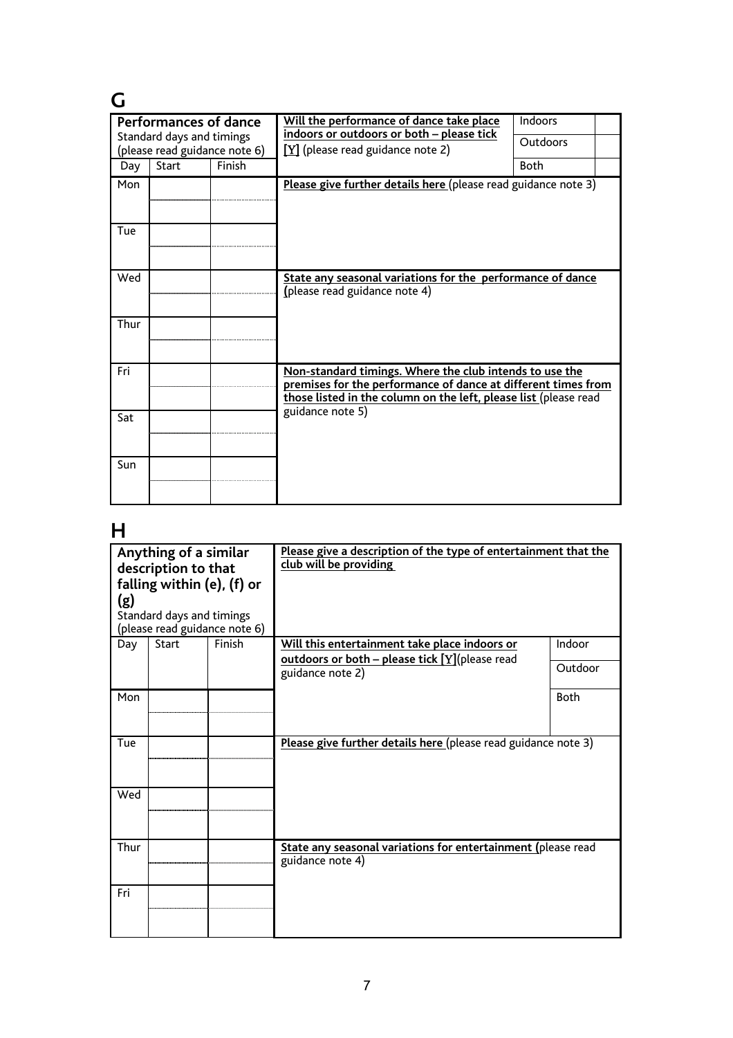## G

| **Performances of dance** Standard days and timings (please read guidance note 6) | | | **Will the performance of dance take place indoors or outdoors or both – please tick [Y]** (please read guidance note 2) | Indoors | |
|---|---|---|---|---|---|
| | | | | Outdoors | |
| Day | Start | Finish | | Both | |
| Mon | | | **Please give further details here** (please read guidance note 3) | | |
| | | | | | |
| Tue | | | | | |
| | | | | | |
| Wed | | | **State any seasonal variations for the performance of dance** (please read guidance note 4) | | |
| | | | | | |
| Thur | | | | | |
| | | | | | |
| Fri | | | **Non-standard timings. Where the club intends to use the premises for the performance of dance at different times from those listed in the column on the left, please list** (please read guidance note 5) | | |
| | | | | | |
| Sat | | | | | |
| | | | | | |
| Sun | | | | | |
| | | | | | |

## H

| **Anything of a similar description to that falling within (e), (f) or (g)** Standard days and timings (please read guidance note 6) | | | **Please give a description of the type of entertainment that the club will be providing** | |
|---|---|---|---|---|
| Day | Start | Finish | **Will this entertainment take place indoors or outdoors or both – please tick [Y]**(please read guidance note 2) | Indoor |
| | | | | Outdoor |
| Mon | | | | Both |
| | | | | |
| Tue | | | **Please give further details here** (please read guidance note 3) | |
| | | | | |
| Wed | | | | |
| | | | | |
| Thur | | | **State any seasonal variations for entertainment** (please read guidance note 4) | |
| | | | | |
| Fri | | | | |
| | | | | |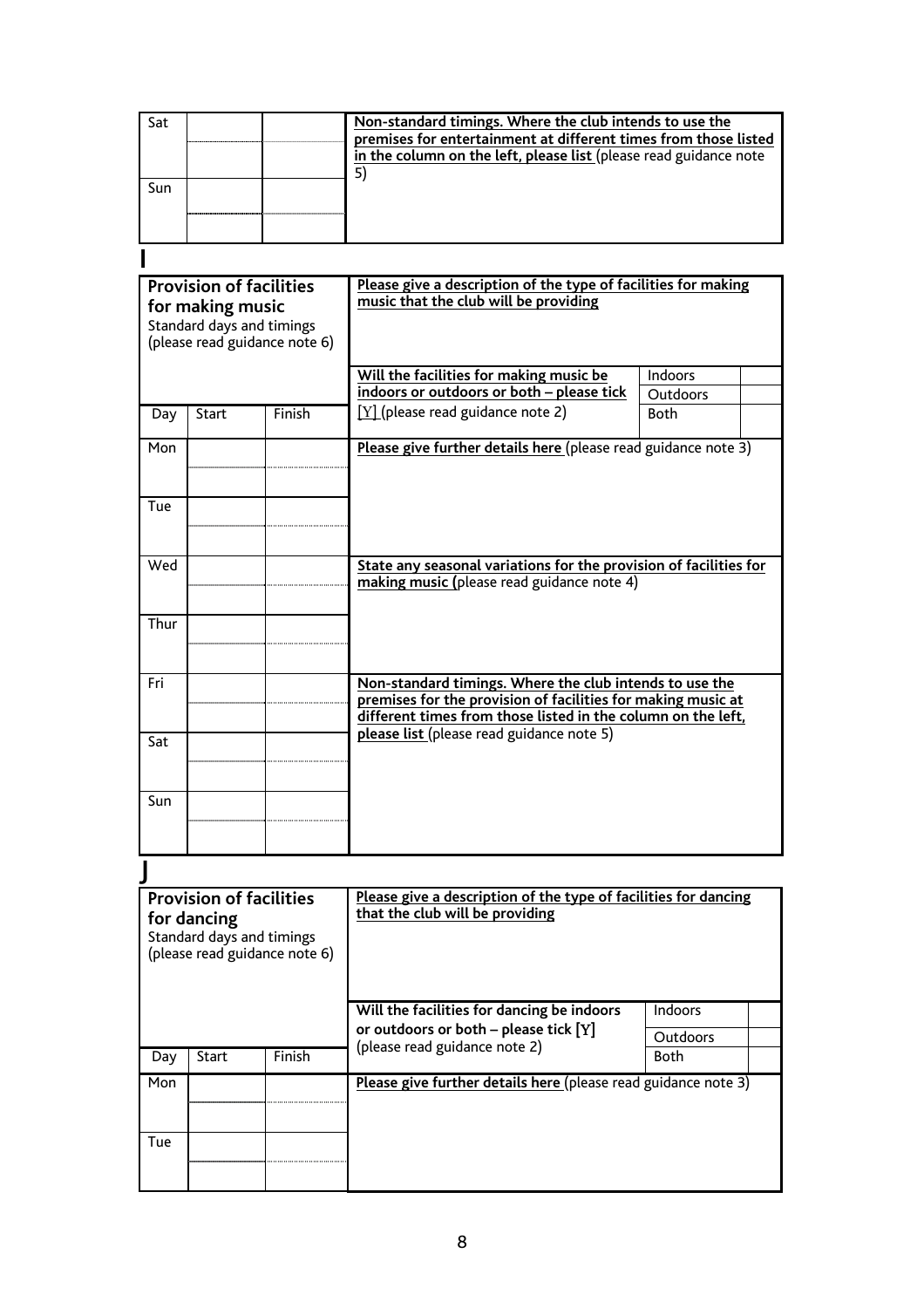| Sat | | | **Non-standard timings. Where the club intends to use the premises for entertainment at different times from those listed in the column on the left, please list** (please read guidance note 5) |
|---|---|---|---|
| | | | |
| Sun | | | |
| | | | |

## I

| **Provision of facilities for making music**<br>Standard days and timings (please read guidance note 6) | | | **Please give a description of the type of facilities for making music that the club will be providing** | | |
|---|---|---|---|---|---|
| | | | **Will the facilities for making music be indoors or outdoors or both – please tick [Y]** (please read guidance note 2) | Indoors | |
| | | | | Outdoors | |
| Day | Start | Finish | | Both | |
| Mon | | | **Please give further details here** (please read guidance note 3) | | |
| | | | | | |
| Tue | | | | | |
| | | | | | |
| Wed | | | **State any seasonal variations for the provision of facilities for making music (**please read guidance note 4) | | |
| | | | | | |
| Thur | | | | | |
| | | | | | |
| Fri | | | **Non-standard timings. Where the club intends to use the premises for the provision of facilities for making music at different times from those listed in the column on the left, please list** (please read guidance note 5) | | |
| | | | | | |
| Sat | | | | | |
| | | | | | |
| Sun | | | | | |
| | | | | | |

## J

| **Provision of facilities for dancing**<br>Standard days and timings (please read guidance note 6) | | | **Please give a description of the type of facilities for dancing that the club will be providing** | | |
|---|---|---|---|---|---|
| | | | **Will the facilities for dancing be indoors or outdoors or both – please tick [Y]** (please read guidance note 2) | Indoors | |
| | | | | Outdoors | |
| Day | Start | Finish | | Both | |
| Mon | | | **Please give further details here** (please read guidance note 3) | | |
| | | | | | |
| Tue | | | | | |
| | | | | | |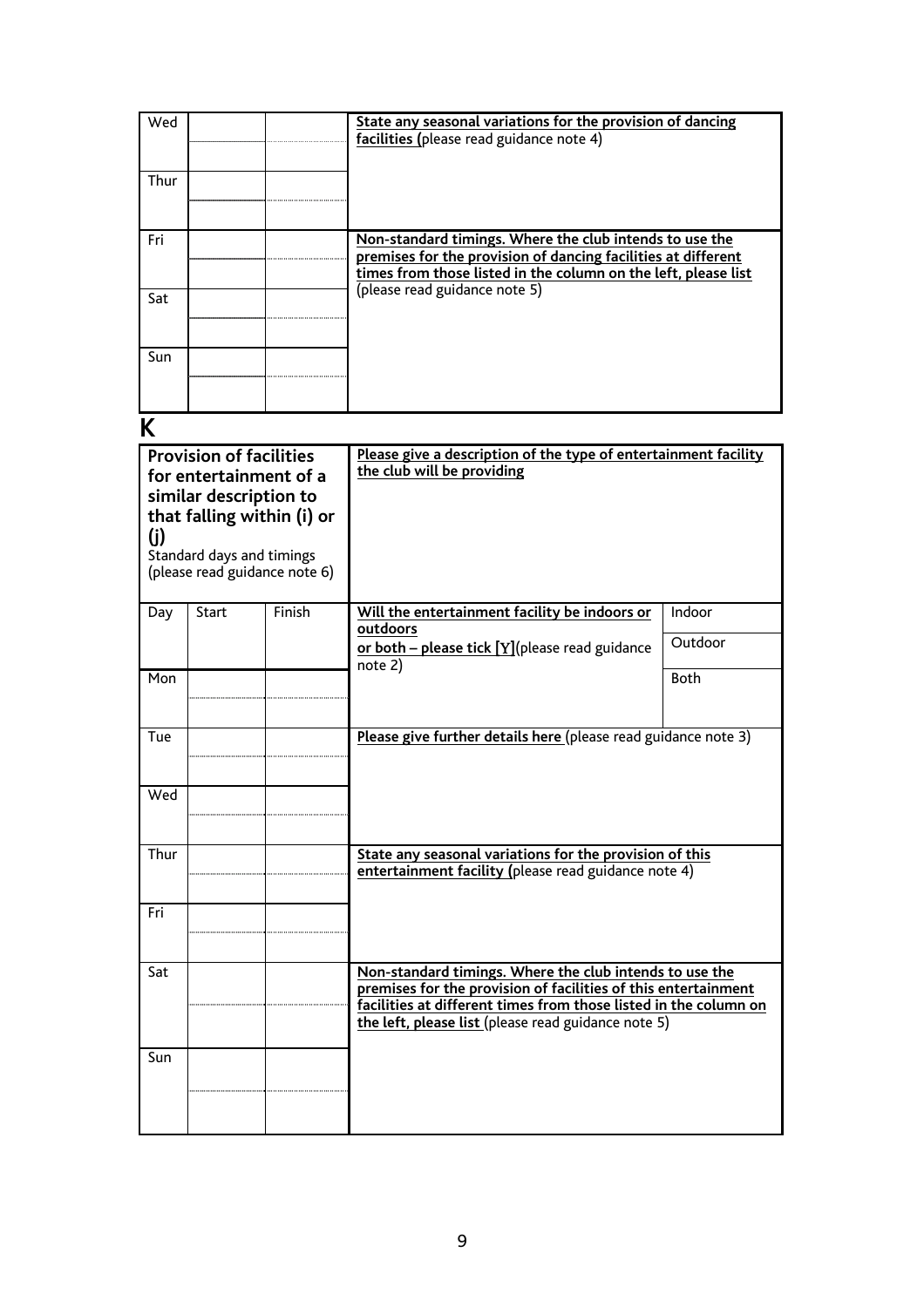| Wed | | | **State any seasonal variations for the provision of dancing facilities (**please read guidance note 4) |
|---|---|---|---|
| | | | |
| Thur | | | |
| | | | |
| Fri | | | **Non-standard timings. Where the club intends to use the premises for the provision of dancing facilities at different times from those listed in the column on the left, please list** (please read guidance note 5) |
| | | | |
| Sat | | | |
| | | | |
| Sun | | | |
| | | | |

# K

| **Provision of facilities for entertainment of a similar description to that falling within (i) or (j)**<br>Standard days and timings (please read guidance note 6) | | | **Please give a description of the type of entertainment facility the club will be providing** | |
|---|---|---|---|---|
| Day | Start | Finish | **Will the entertainment facility be indoors or outdoors or both – please tick [Y]**(please read guidance note 2) | Indoor |
| | | | | Outdoor |
| Mon | | | | Both |
| | | | | |
| Tue | | | **Please give further details here** (please read guidance note 3) | |
| | | | | |
| Wed | | | | |
| | | | | |
| Thur | | | **State any seasonal variations for the provision of this entertainment facility (**please read guidance note 4) | |
| | | | | |
| Fri | | | | |
| | | | | |
| Sat | | | **Non-standard timings. Where the club intends to use the premises for the provision of facilities of this entertainment facilities at different times from those listed in the column on the left, please list** (please read guidance note 5) | |
| | | | | |
| Sun | | | | |
| | | | | |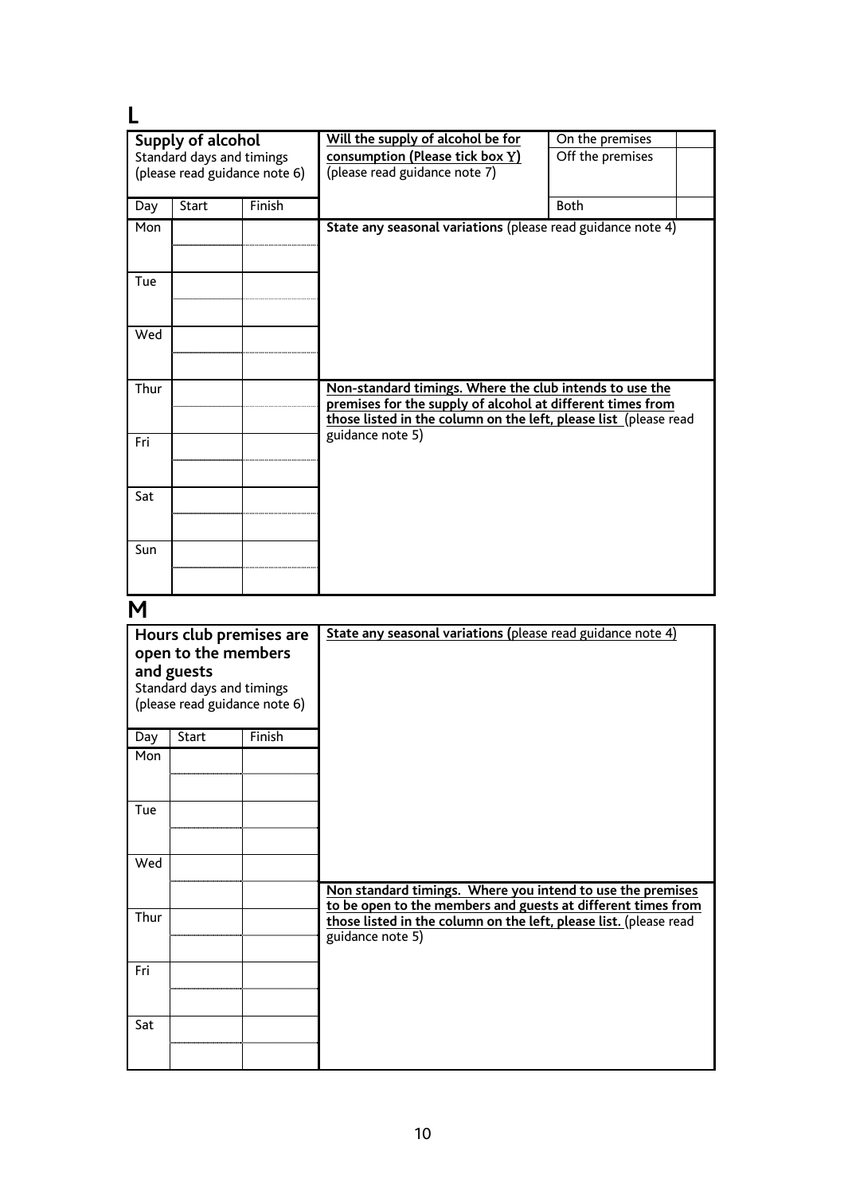## L

| **Supply of alcohol**<br>Standard days and timings<br>(please read guidance note 6) | | | **Will the supply of alcohol be for consumption (Please tick box Y)**<br>(please read guidance note 7) | On the premises | |
|---|---|---|---|---|---|
| | | | | Off the premises | |
| Day | Start | Finish | | Both | |
| Mon | | | **State any seasonal variations** (please read guidance note 4) | | |
| | | | | | |
| Tue | | | | | |
| | | | | | |
| Wed | | | | | |
| | | | | | |
| Thur | | | **Non-standard timings. Where the club intends to use the premises for the supply of alcohol at different times from those listed in the column on the left, please list** (please read guidance note 5) | | |
| | | | | | |
| Fri | | | | | |
| | | | | | |
| Sat | | | | | |
| | | | | | |
| Sun | | | | | |
| | | | | | |

## M

| **Hours club premises are open to the members and guests**<br>Standard days and timings<br>(please read guidance note 6) | | | **State any seasonal variations (**please read guidance note 4) |
|---|---|---|---|
| Day | Start | Finish | |
| Mon | | | |
| | | | |
| Tue | | | |
| | | | |
| Wed | | | |
| | | | **Non standard timings. Where you intend to use the premises to be open to the members and guests at different times from those listed in the column on the left, please list.** (please read guidance note 5) |
| Thur | | | |
| | | | |
| Fri | | | |
| | | | |
| Sat | | | |
| | | | |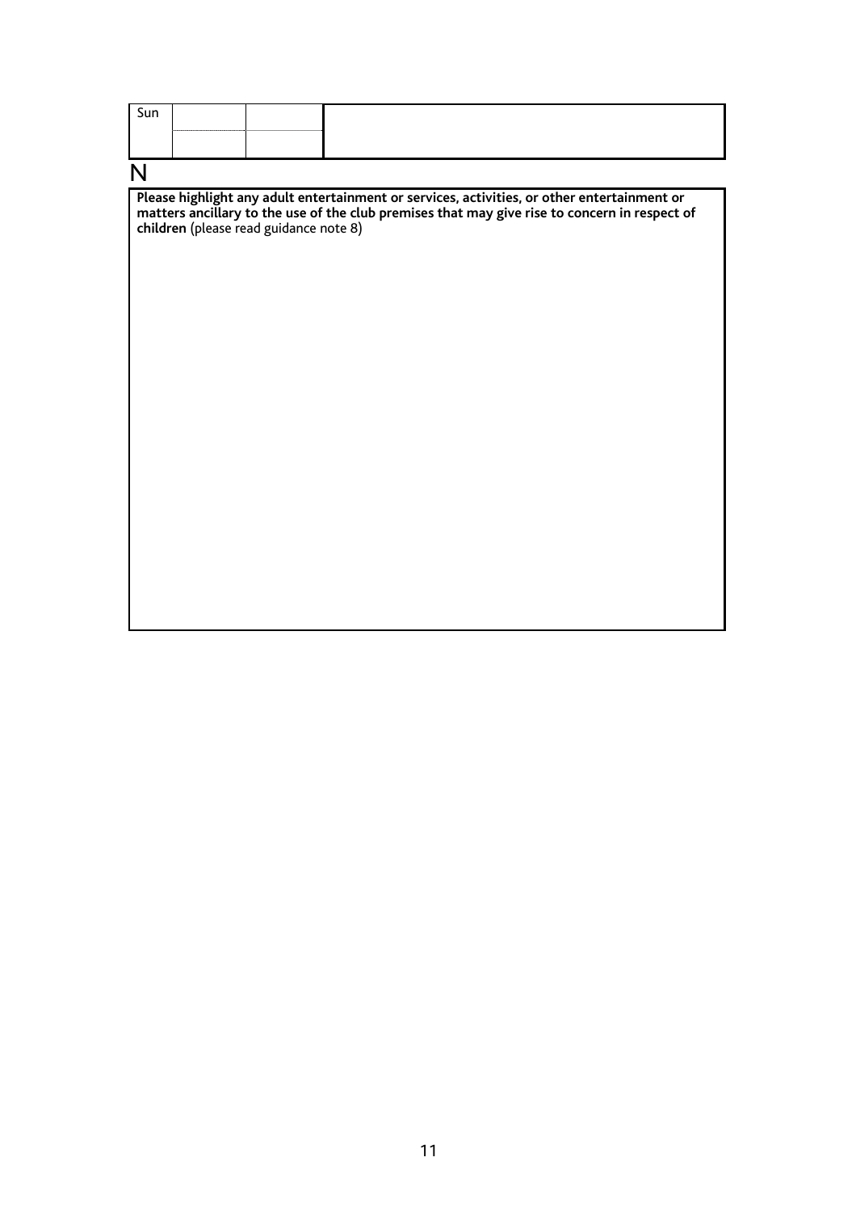| Sun | | | |
|---|---|---|---|
| | | | |

N

**Please highlight any adult entertainment or services, activities, or other entertainment or matters ancillary to the use of the club premises that may give rise to concern in respect of children** (please read guidance note 8)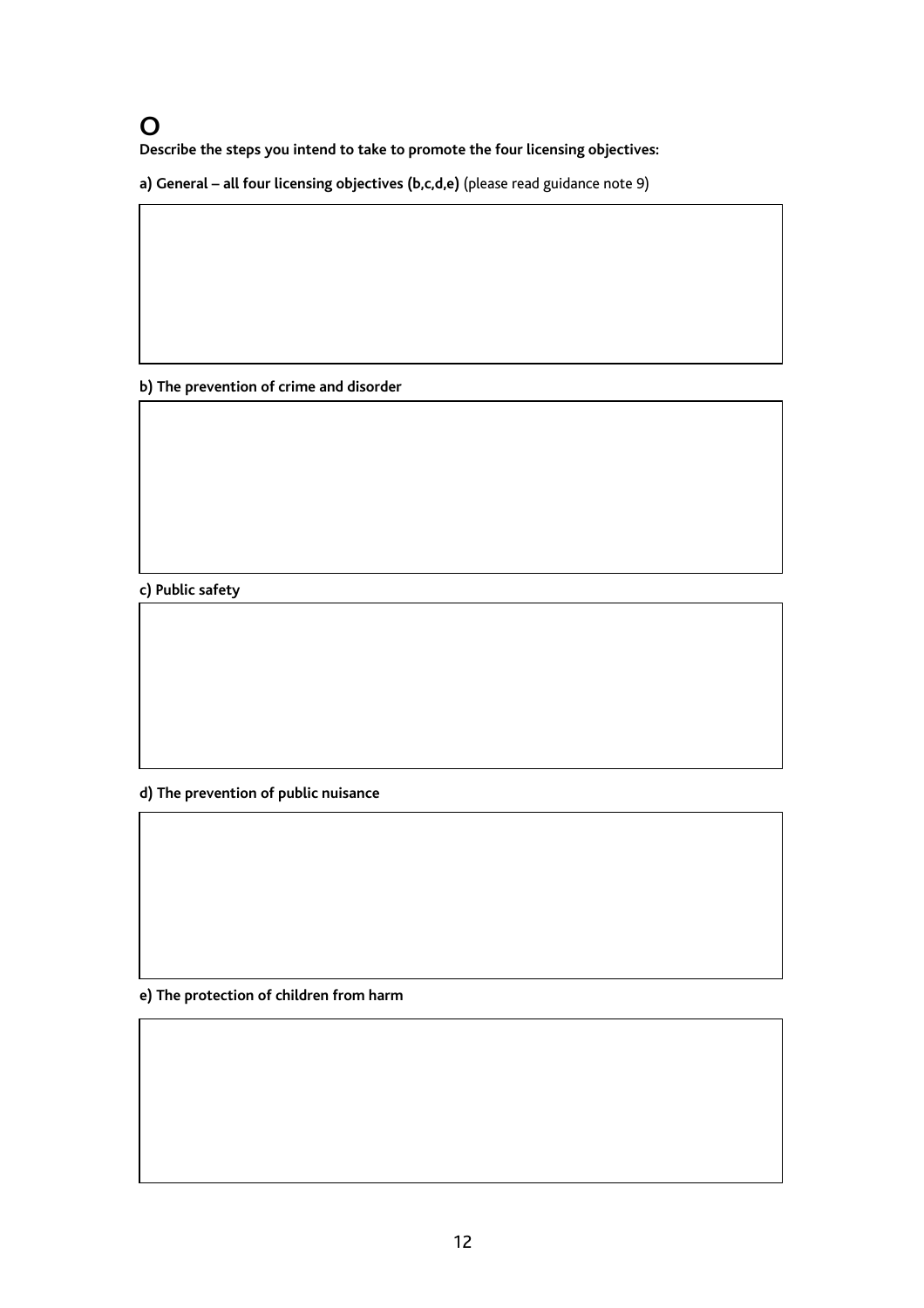# O

**Describe the steps you intend to take to promote the four licensing objectives:**

**a) General – all four licensing objectives (b,c,d,e)** (please read guidance note 9)

**b) The prevention of crime and disorder**

**c) Public safety**

**d) The prevention of public nuisance**

**e) The protection of children from harm**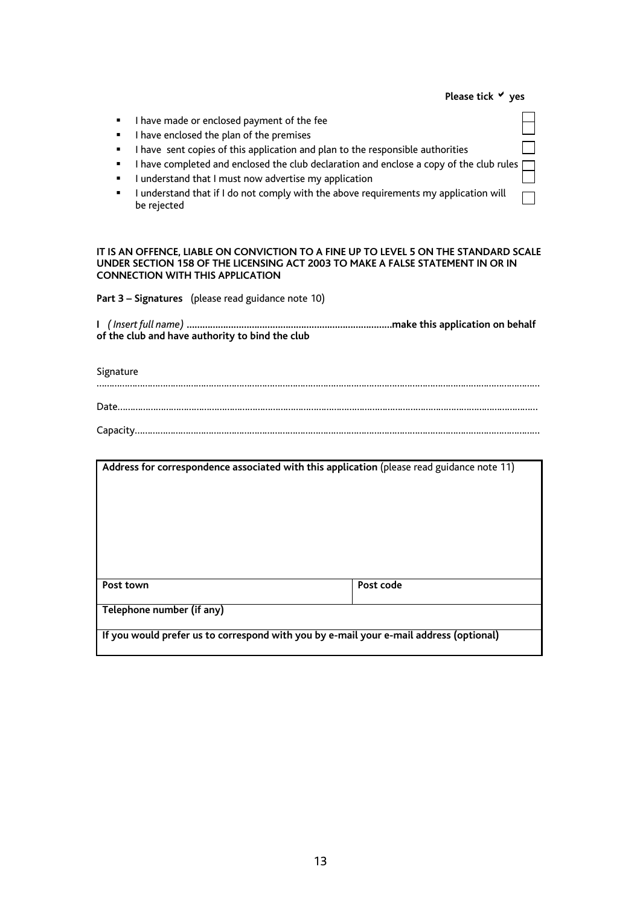**Please tick ✓ yes**

- I have made or enclosed payment of the fee ☐
- I have enclosed the plan of the premises ☐
- I have sent copies of this application and plan to the responsible authorities ☐
- I have completed and enclosed the club declaration and enclose a copy of the club rules ☐
- I understand that I must now advertise my application ☐
- I understand that if I do not comply with the above requirements my application will be rejected ☐

**IT IS AN OFFENCE, LIABLE ON CONVICTION TO A FINE UP TO LEVEL 5 ON THE STANDARD SCALE UNDER SECTION 158 OF THE LICENSING ACT 2003 TO MAKE A FALSE STATEMENT IN OR IN CONNECTION WITH THIS APPLICATION**

**Part 3 – Signatures** (please read guidance note 10)

**I** *( Insert full name)* **...............................................................................make this application on behalf of the club and have authority to bind the club**

Signature

.........................................................................................................................................................................

Date.....................................................................................................................................................................

Capacity...............................................................................................................................................................

| **Address for correspondence associated with this application** (please read guidance note 11) | |
|---|---|
| | |
| **Post town** | **Post code** |
| **Telephone number (if any)** | |
| **If you would prefer us to correspond with you by e-mail your e-mail address (optional)** | |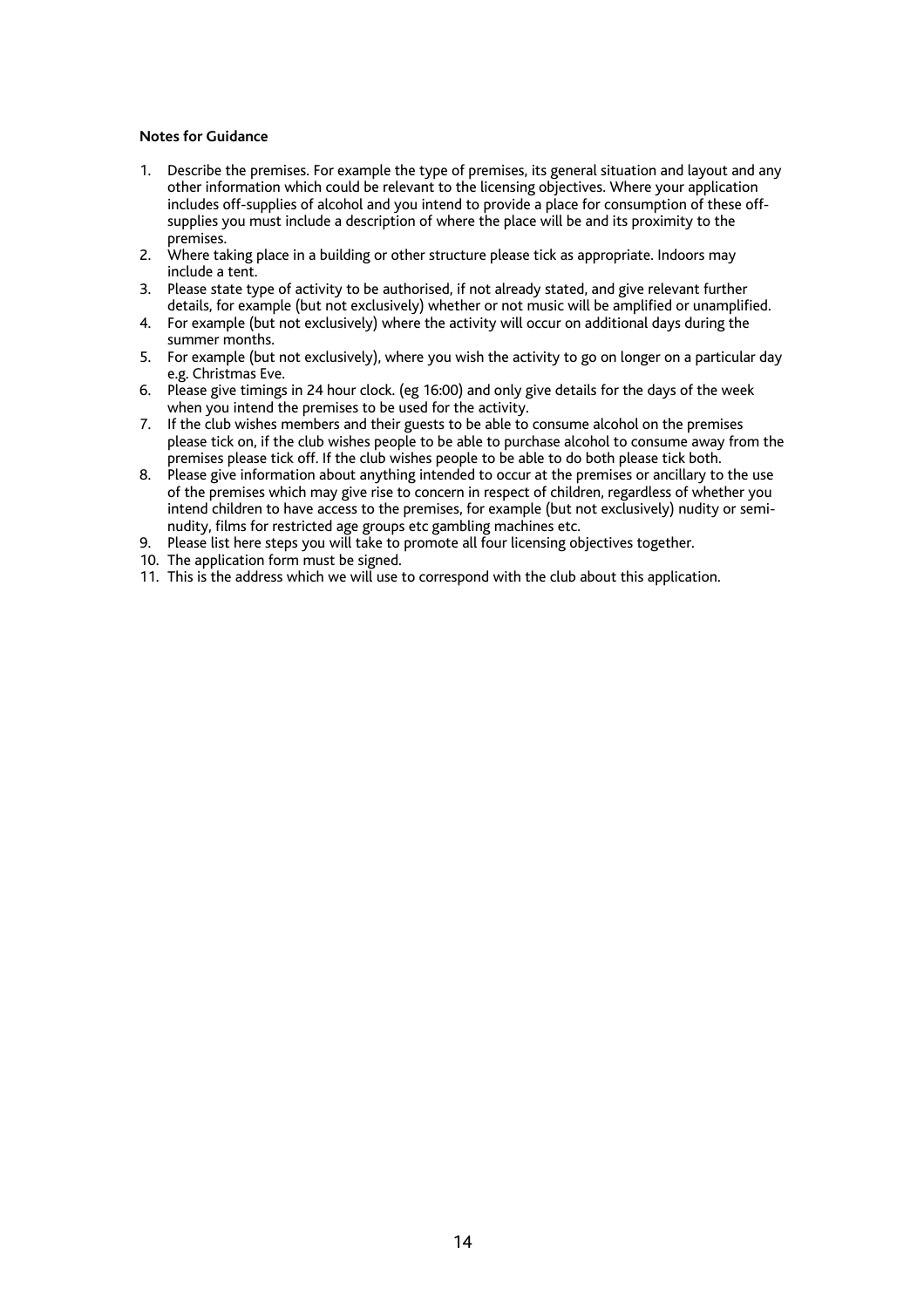**Notes for Guidance**

1. Describe the premises. For example the type of premises, its general situation and layout and any other information which could be relevant to the licensing objectives. Where your application includes off-supplies of alcohol and you intend to provide a place for consumption of these off-supplies you must include a description of where the place will be and its proximity to the premises.
2. Where taking place in a building or other structure please tick as appropriate. Indoors may include a tent.
3. Please state type of activity to be authorised, if not already stated, and give relevant further details, for example (but not exclusively) whether or not music will be amplified or unamplified.
4. For example (but not exclusively) where the activity will occur on additional days during the summer months.
5. For example (but not exclusively), where you wish the activity to go on longer on a particular day e.g. Christmas Eve.
6. Please give timings in 24 hour clock. (eg 16:00) and only give details for the days of the week when you intend the premises to be used for the activity.
7. If the club wishes members and their guests to be able to consume alcohol on the premises please tick on, if the club wishes people to be able to purchase alcohol to consume away from the premises please tick off. If the club wishes people to be able to do both please tick both.
8. Please give information about anything intended to occur at the premises or ancillary to the use of the premises which may give rise to concern in respect of children, regardless of whether you intend children to have access to the premises, for example (but not exclusively) nudity or semi-nudity, films for restricted age groups etc gambling machines etc.
9. Please list here steps you will take to promote all four licensing objectives together.
10. The application form must be signed.
11. This is the address which we will use to correspond with the club about this application.